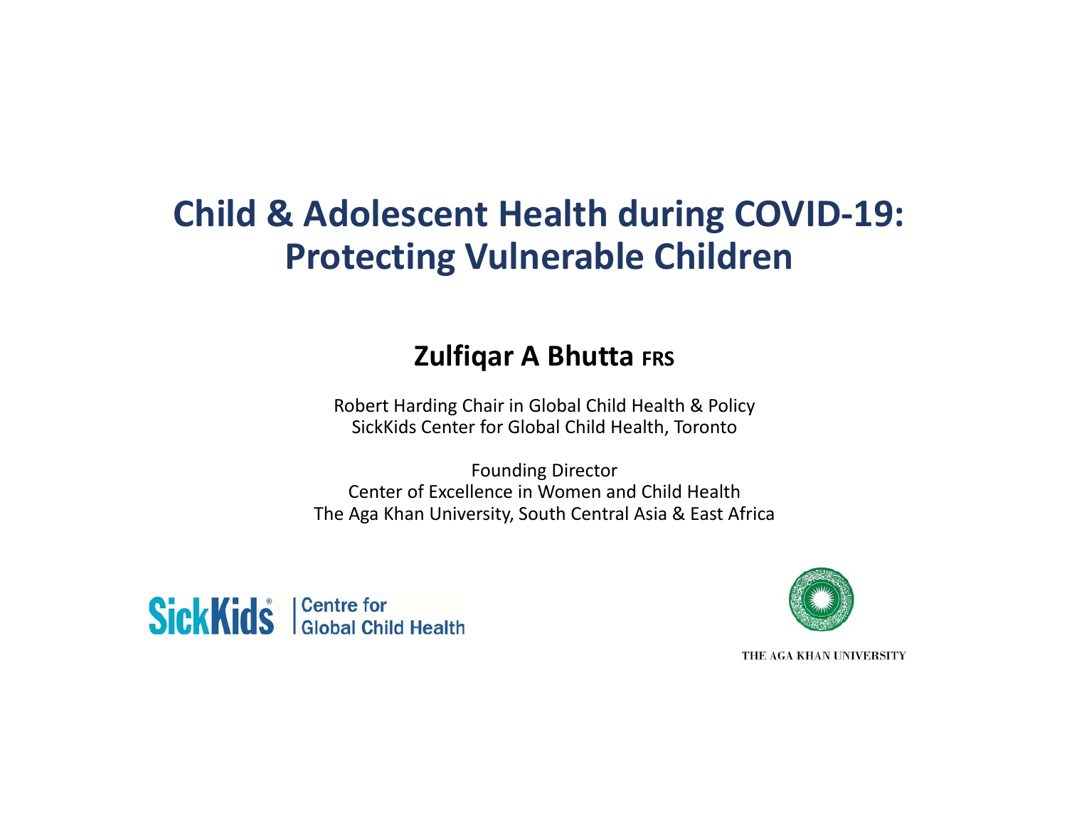# Child & Adolescent Health during COVID-19: Protecting Vulnerable Children

**Zulfiqar A Bhutta FRS**

Robert Harding Chair in Global Child Health & Policy
SickKids Center for Global Child Health, Toronto

Founding Director
Center of Excellence in Women and Child Health
The Aga Khan University, South Central Asia & East Africa

SickKids® | Centre for Global Child Health

THE AGA KHAN UNIVERSITY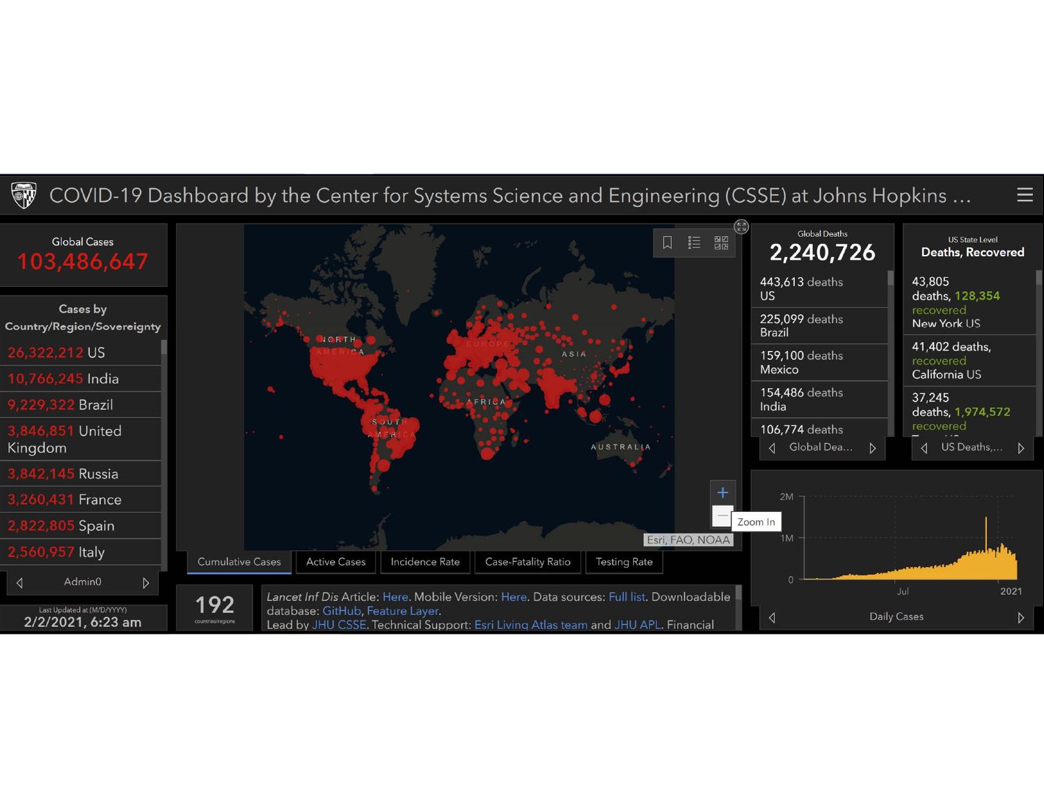# COVID-19 Dashboard by the Center for Systems Science and Engineering (CSSE) at Johns Hopkins ...

**Global Cases**
103,486,647

**Cases by Country/Region/Sovereignty**

- 26,322,212 US
- 10,766,245 India
- 9,229,322 Brazil
- 3,846,851 United Kingdom
- 3,842,145 Russia
- 3,260,431 France
- 2,822,805 Spain
- 2,560,957 Italy

Admin0

Last Updated at (M/D/YYYY)
2/2/2021, 6:23 am

Cumulative Cases | Active Cases | Incidence Rate | Case-Fatality Ratio | Testing Rate

Esri, FAO, NOAA

Zoom In

192
countries/regions

*Lancet Inf Dis* Article: Here. Mobile Version: Here. Data sources: Full list. Downloadable database: GitHub, Feature Layer.
Lead by JHU CSSE. Technical Support: Esri Living Atlas team and JHU APL. Financial

**Global Deaths**
2,240,726

- 443,613 deaths US
- 225,099 deaths Brazil
- 159,100 deaths Mexico
- 154,486 deaths India
- 106,774 deaths

Global Dea...

**US State Level Deaths, Recovered**

- 43,805 deaths, 128,354 recovered New York US
- 41,402 deaths, recovered California US
- 37,245 deaths, 1,974,572 recovered

US Deaths,...

Daily Cases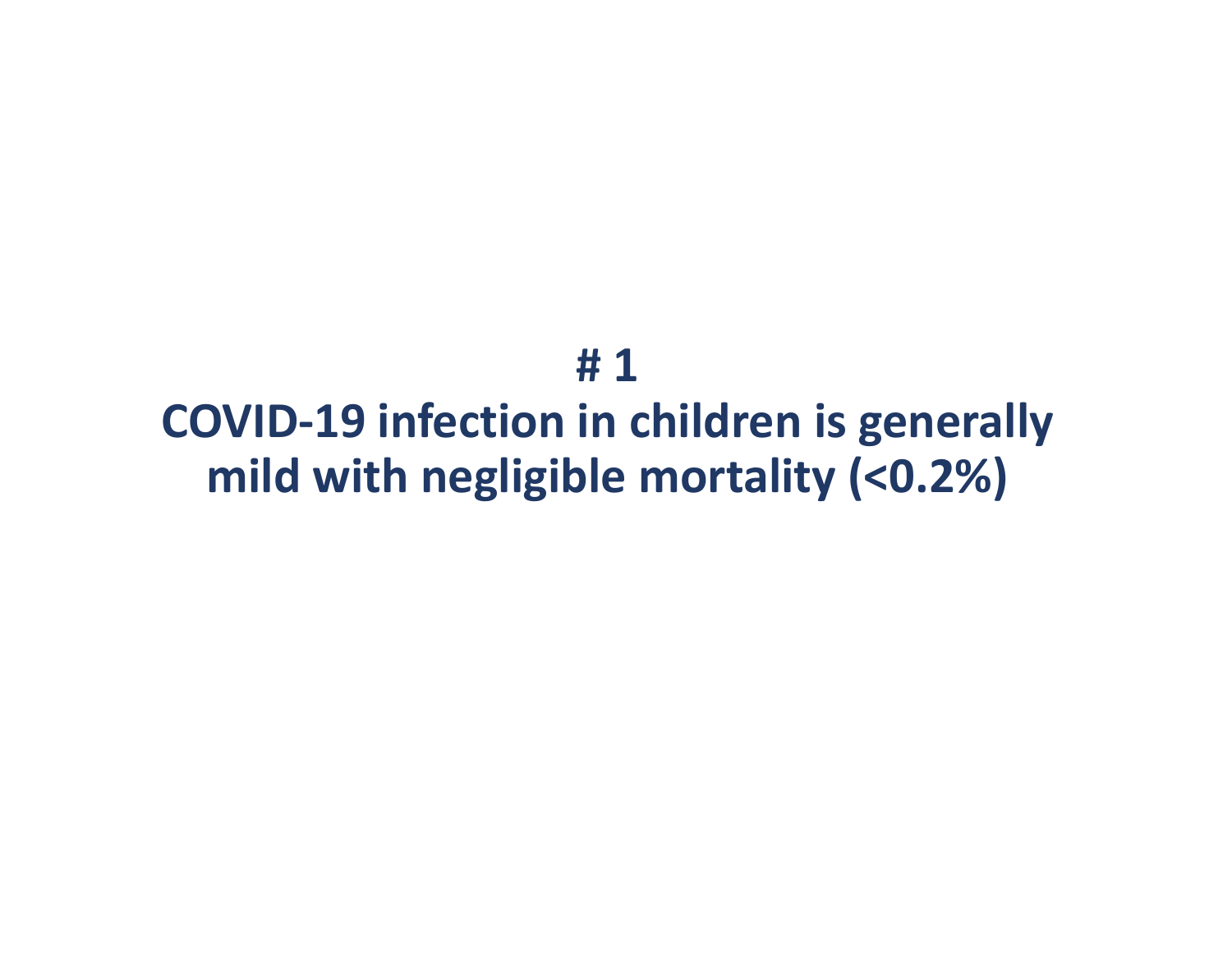**# 1**

**COVID-19 infection in children is generally mild with negligible mortality (<0.2%)**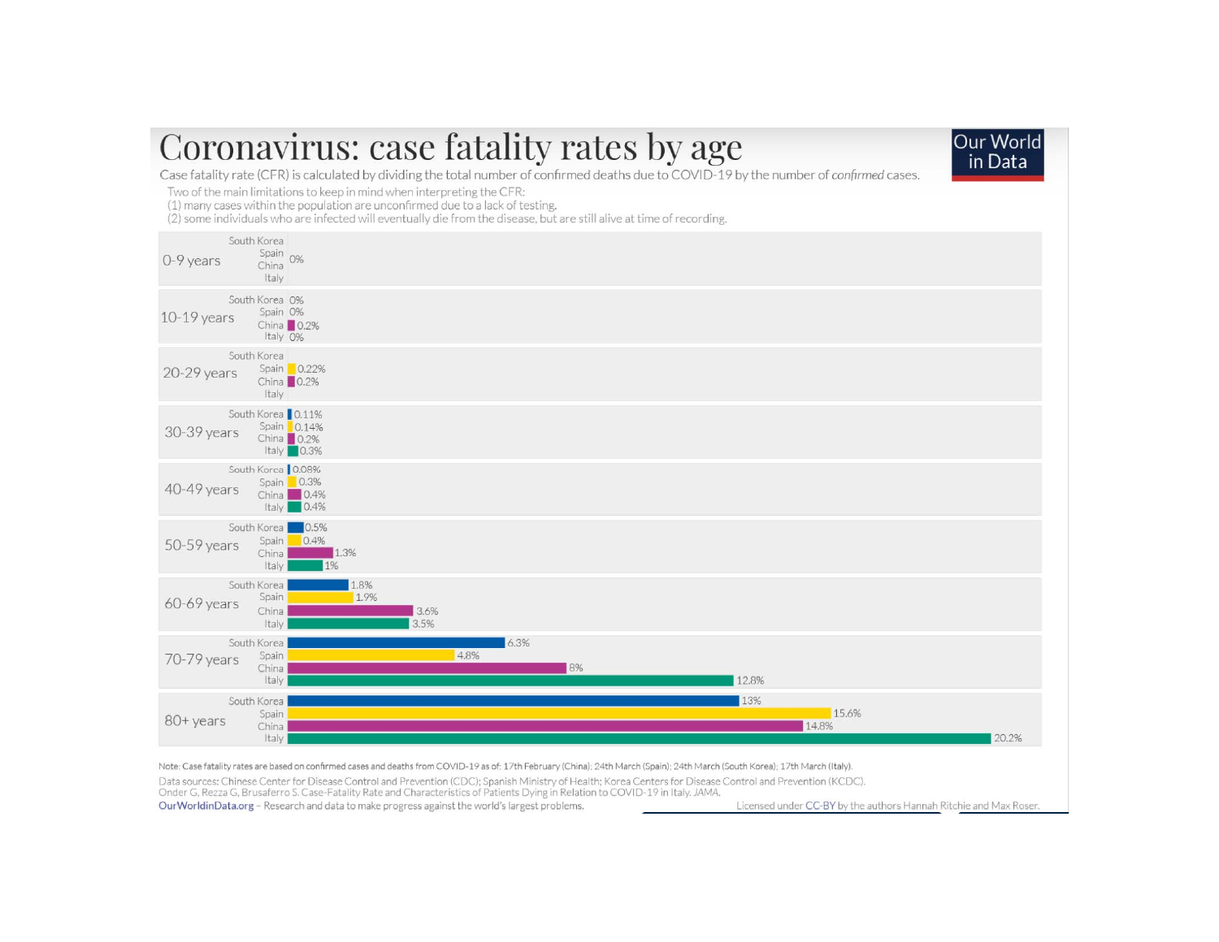# Coronavirus: case fatality rates by age

Case fatality rate (CFR) is calculated by dividing the total number of confirmed deaths due to COVID-19 by the number of *confirmed* cases.

Two of the main limitations to keep in mind when interpreting the CFR:
(1) many cases within the population are unconfirmed due to a lack of testing.
(2) some individuals who are infected will eventually die from the disease, but are still alive at time of recording.

Our World in Data

| Age | South Korea | Spain | China | Italy |
|---|---|---|---|---|
| 0-9 years | 0% | 0% | 0% | 0% |
| 10-19 years | 0% | 0% | 0.2% | 0% |
| 20-29 years | | 0.22% | 0.2% | |
| 30-39 years | 0.11% | 0.14% | 0.2% | 0.3% |
| 40-49 years | 0.08% | 0.3% | 0.4% | 0.4% |
| 50-59 years | 0.5% | 0.4% | 1.3% | 1% |
| 60-69 years | 1.8% | 1.9% | 3.6% | 3.5% |
| 70-79 years | 6.3% | 4.8% | 8% | 12.8% |
| 80+ years | 13% | 15.6% | 14.8% | 20.2% |

Note: Case fatality rates are based on confirmed cases and deaths from COVID-19 as of: 17th February (China); 24th March (Spain); 24th March (South Korea); 17th March (Italy).

Data sources: Chinese Center for Disease Control and Prevention (CDC); Spanish Ministry of Health; Korea Centers for Disease Control and Prevention (KCDC).
Order G, Rezza G, Brusaferro S. Case-Fatality Rate and Characteristics of Patients Dying in Relation to COVID-19 in Italy. JAMA.

OurWorldinData.org – Research and data to make progress against the world's largest problems.

Licensed under CC-BY by the authors Hannah Ritchie and Max Roser.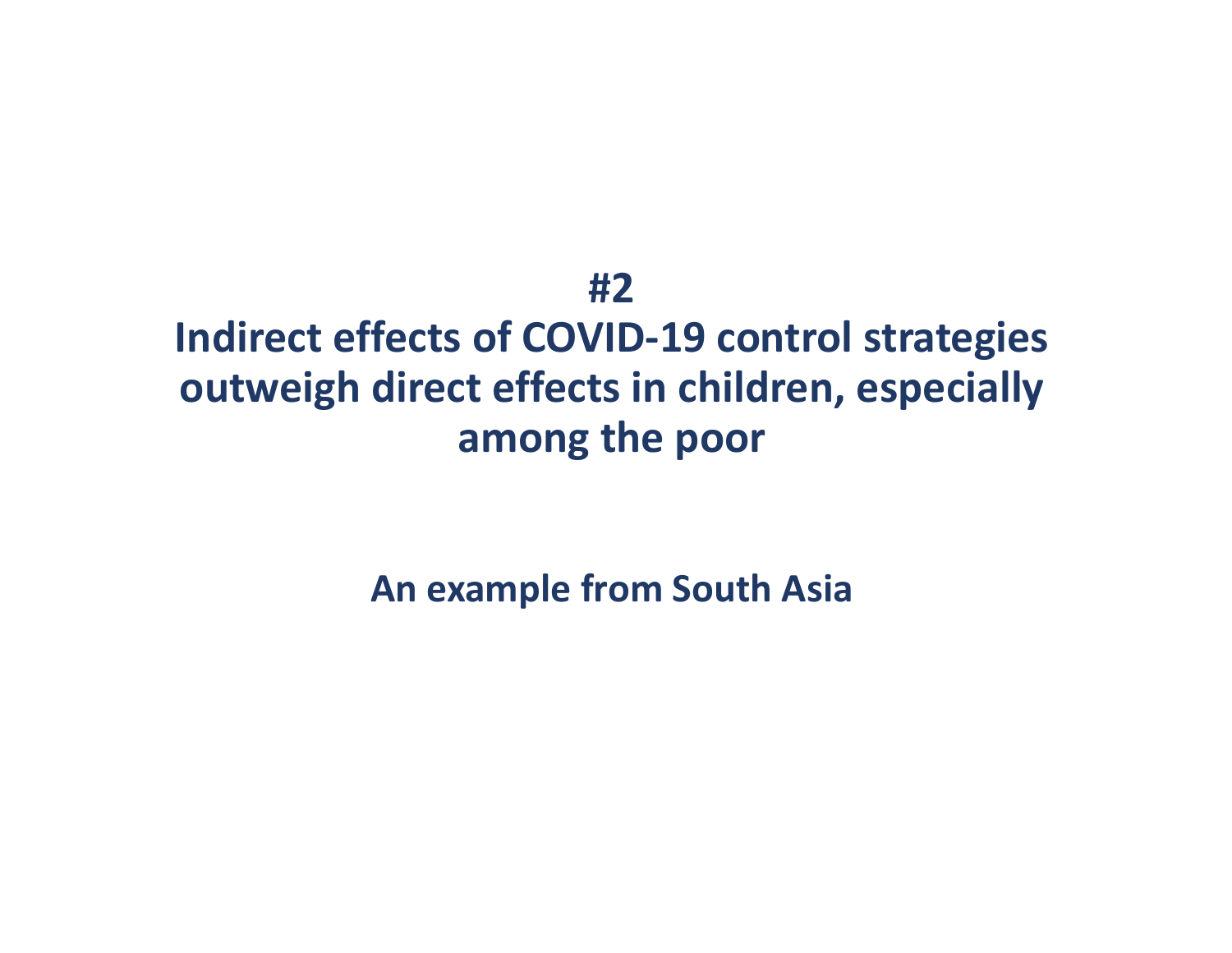# #2

# Indirect effects of COVID-19 control strategies outweigh direct effects in children, especially among the poor

**An example from South Asia**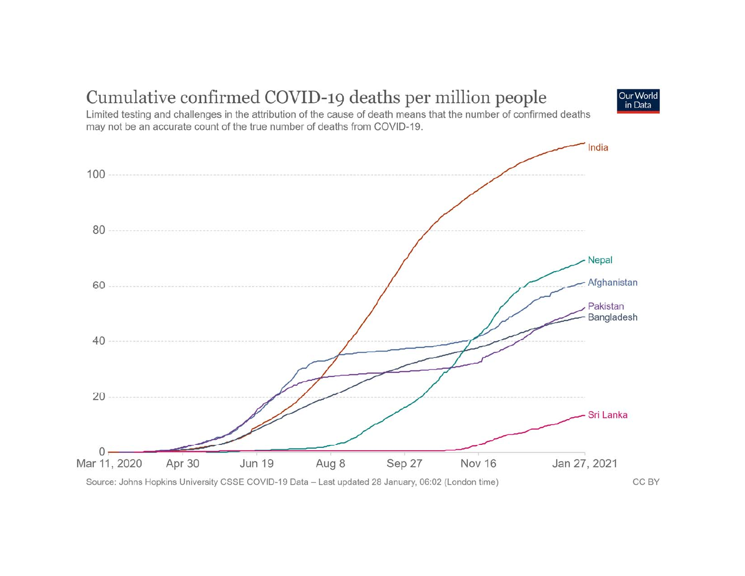## Cumulative confirmed COVID-19 deaths per million people

Limited testing and challenges in the attribution of the cause of death means that the number of confirmed deaths may not be an accurate count of the true number of deaths from COVID-19.

Source: Johns Hopkins University CSSE COVID-19 Data – Last updated 28 January, 06:02 (London time)

CC BY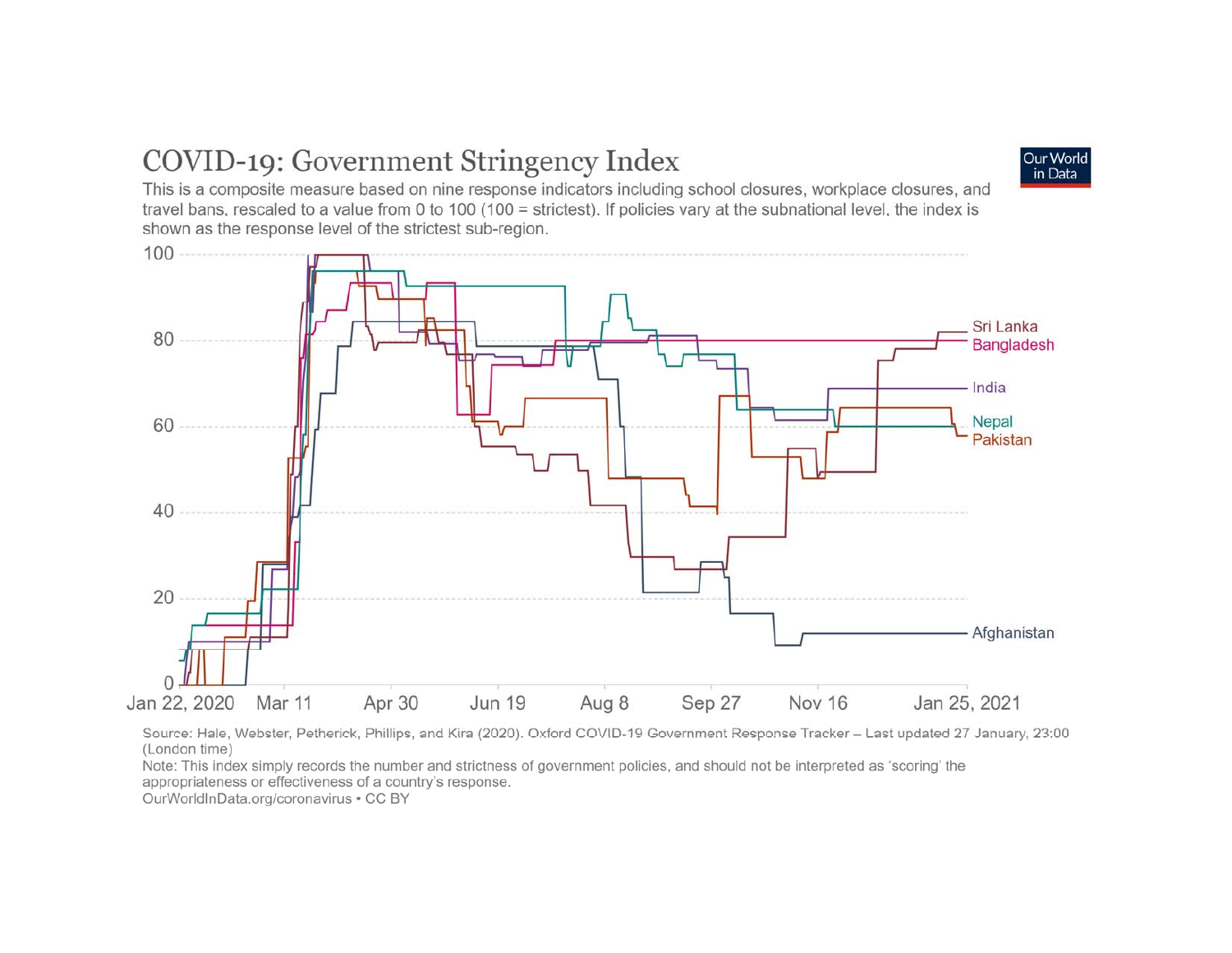## COVID-19: Government Stringency Index

This is a composite measure based on nine response indicators including school closures, workplace closures, and travel bans, rescaled to a value from 0 to 100 (100 = strictest). If policies vary at the subnational level, the index is shown as the response level of the strictest sub-region.

Source: Hale, Webster, Petherick, Phillips, and Kira (2020). Oxford COVID-19 Government Response Tracker – Last updated 27 January, 23:00 (London time)

Note: This index simply records the number and strictness of government policies, and should not be interpreted as 'scoring' the appropriateness or effectiveness of a country's response.

OurWorldInData.org/coronavirus • CC BY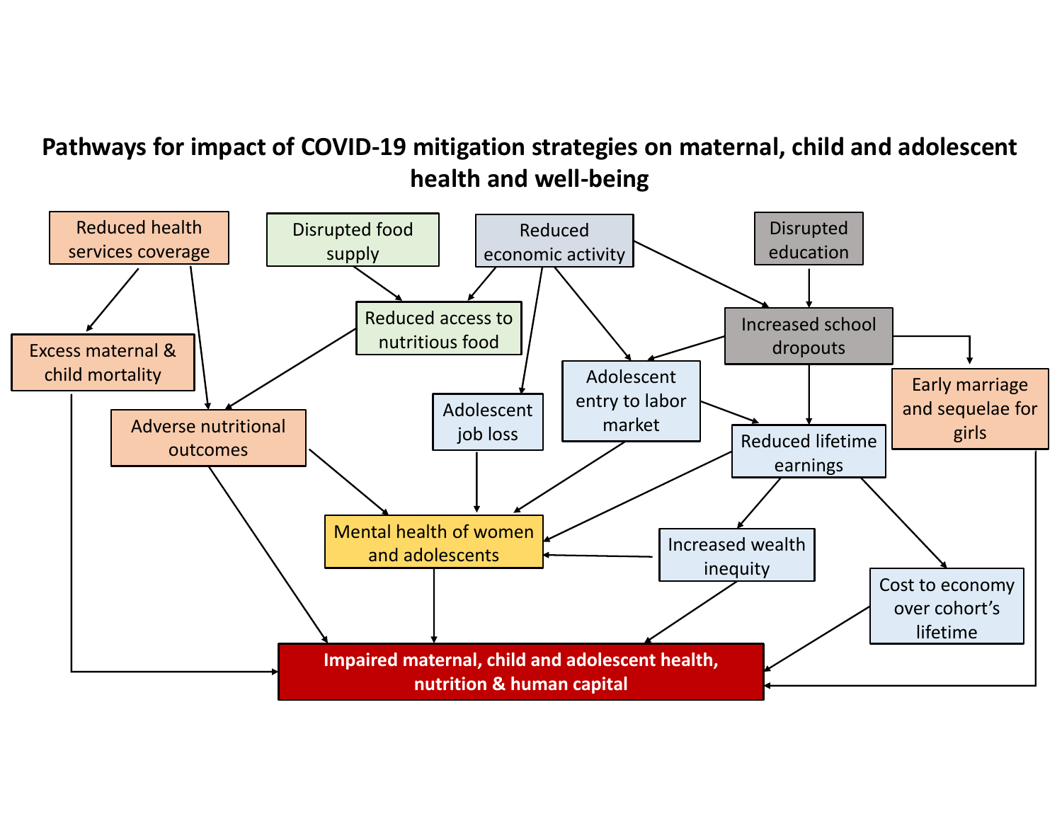# Pathways for impact of COVID-19 mitigation strategies on maternal, child and adolescent health and well-being

Reduced health services coverage

Disrupted food supply

Reduced economic activity

Disrupted education

Excess maternal & child mortality

Reduced access to nutritious food

Increased school dropouts

Adolescent entry to labor market

Early marriage and sequelae for girls

Adverse nutritional outcomes

Adolescent job loss

Reduced lifetime earnings

Mental health of women and adolescents

Increased wealth inequity

Cost to economy over cohort's lifetime

**Impaired maternal, child and adolescent health, nutrition & human capital**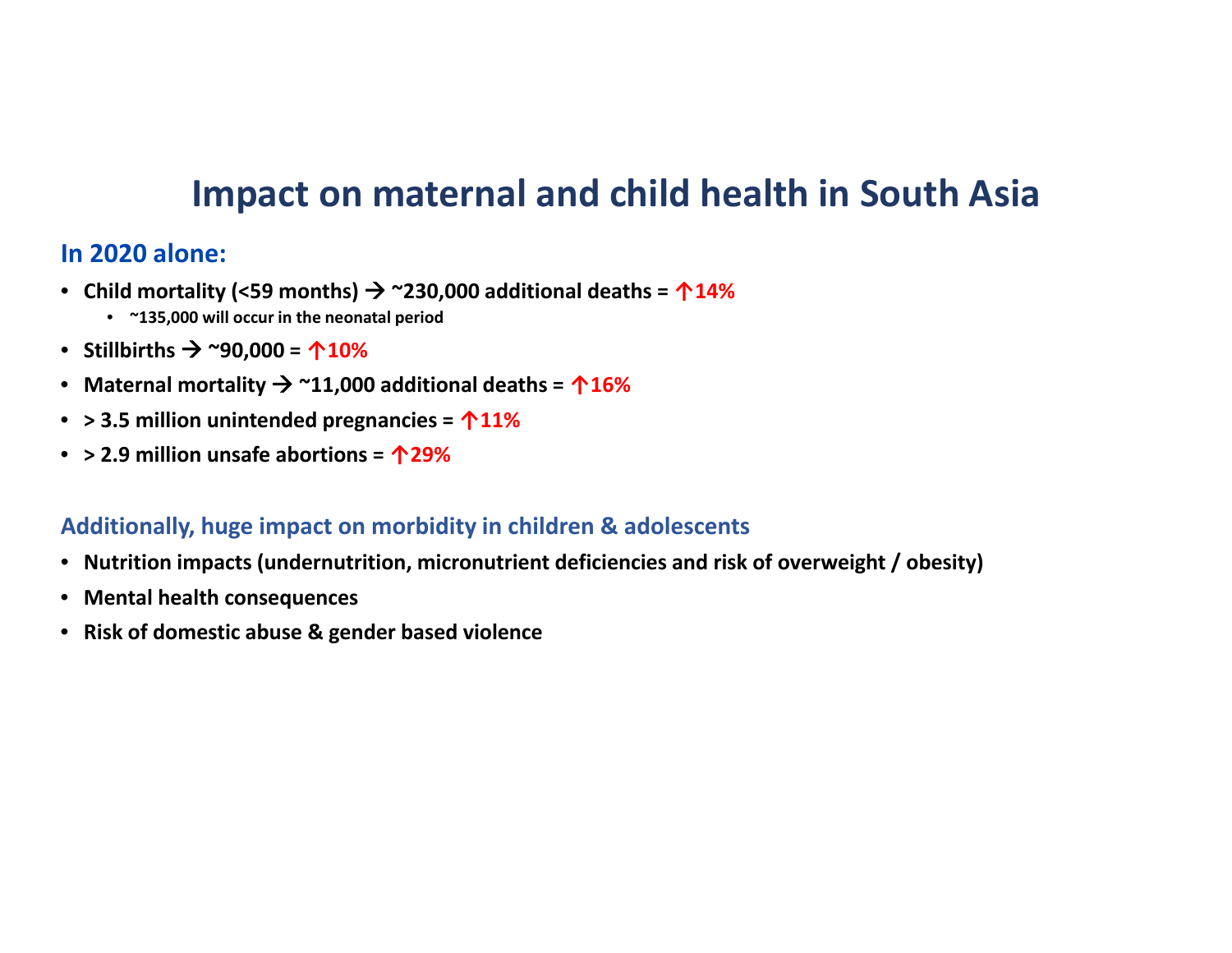# Impact on maternal and child health in South Asia

## In 2020 alone:

- **Child mortality (<59 months) → ~230,000 additional deaths = ↑14%**
  - **~135,000 will occur in the neonatal period**
- **Stillbirths → ~90,000 = ↑10%**
- **Maternal mortality → ~11,000 additional deaths = ↑16%**
- **> 3.5 million unintended pregnancies = ↑11%**
- **> 2.9 million unsafe abortions = ↑29%**

## Additionally, huge impact on morbidity in children & adolescents

- **Nutrition impacts (undernutrition, micronutrient deficiencies and risk of overweight / obesity)**
- **Mental health consequences**
- **Risk of domestic abuse & gender based violence**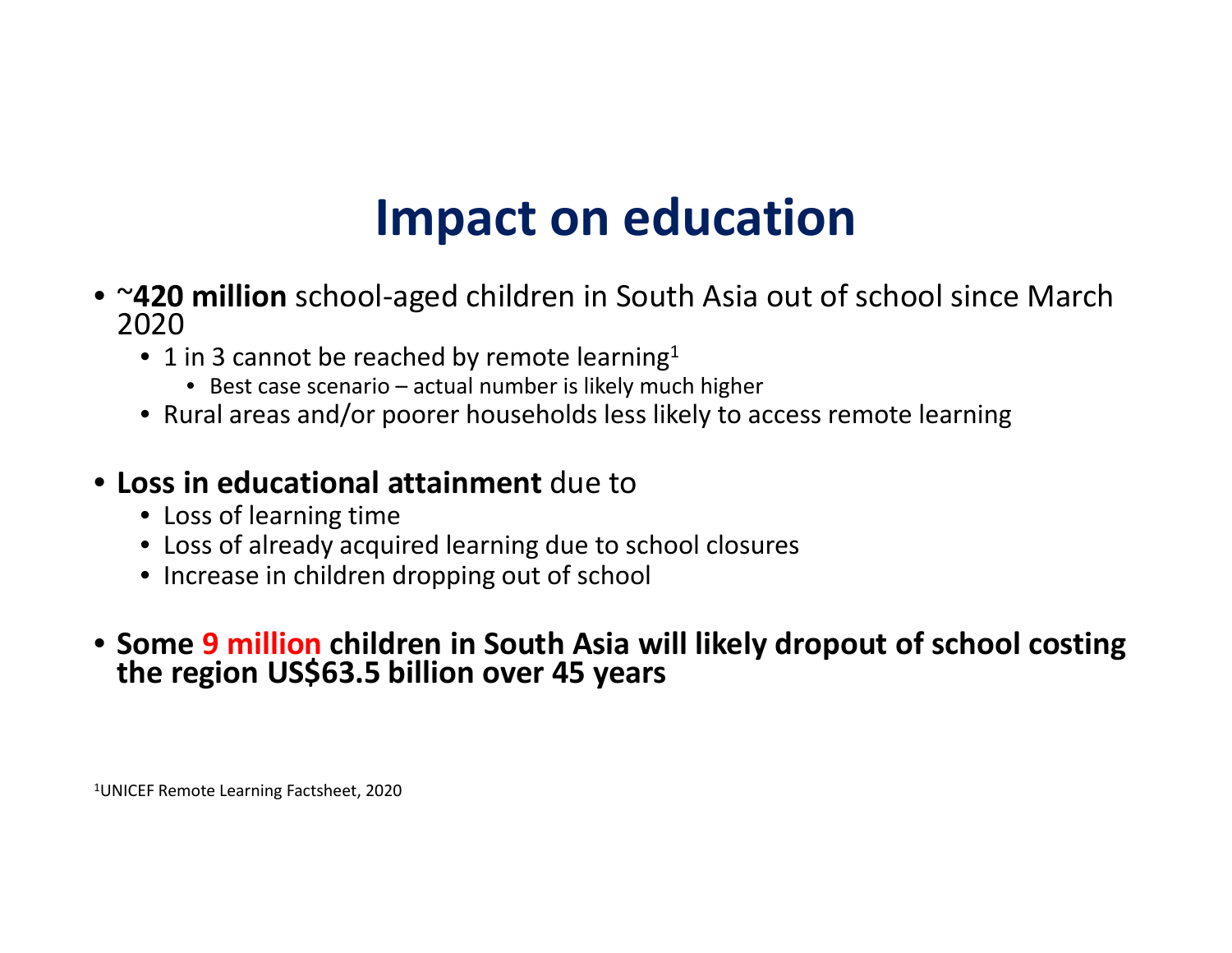# Impact on education

- ~**420 million** school-aged children in South Asia out of school since March 2020
  - 1 in 3 cannot be reached by remote learning[1]
    - Best case scenario – actual number is likely much higher
  - Rural areas and/or poorer households less likely to access remote learning

- **Loss in educational attainment** due to
  - Loss of learning time
  - Loss of already acquired learning due to school closures
  - Increase in children dropping out of school

- **Some 9 million children in South Asia will likely dropout of school costing the region US$63.5 billion over 45 years**

[1]UNICEF Remote Learning Factsheet, 2020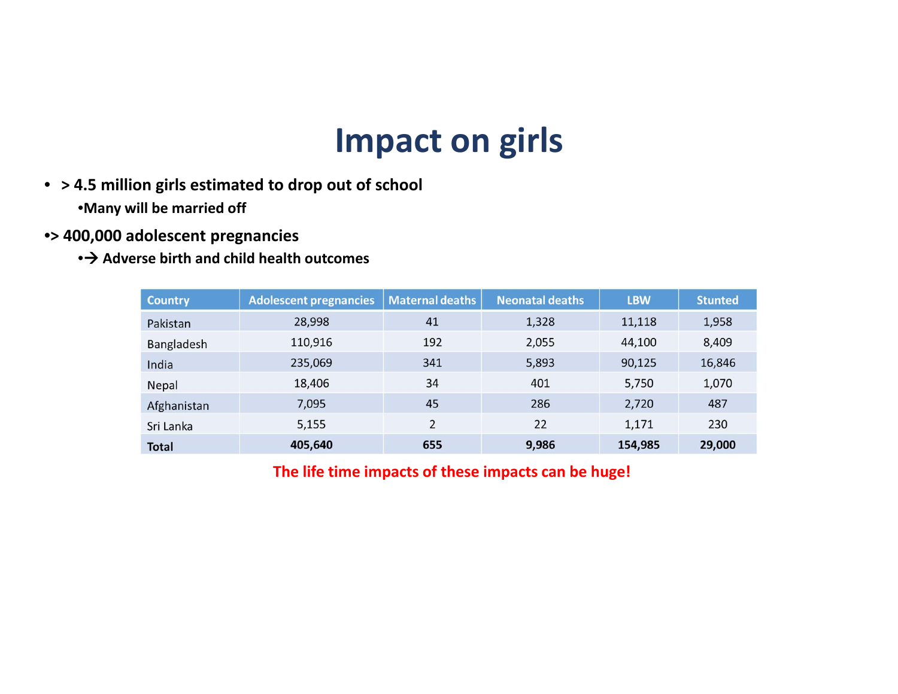# Impact on girls

- > 4.5 million girls estimated to drop out of school
  - Many will be married off
- > 400,000 adolescent pregnancies
  - → Adverse birth and child health outcomes

| Country | Adolescent pregnancies | Maternal deaths | Neonatal deaths | LBW | Stunted |
|---|---|---|---|---|---|
| Pakistan | 28,998 | 41 | 1,328 | 11,118 | 1,958 |
| Bangladesh | 110,916 | 192 | 2,055 | 44,100 | 8,409 |
| India | 235,069 | 341 | 5,893 | 90,125 | 16,846 |
| Nepal | 18,406 | 34 | 401 | 5,750 | 1,070 |
| Afghanistan | 7,095 | 45 | 286 | 2,720 | 487 |
| Sri Lanka | 5,155 | 2 | 22 | 1,171 | 230 |
| **Total** | **405,640** | **655** | **9,986** | **154,985** | **29,000** |

**The life time impacts of these impacts can be huge!**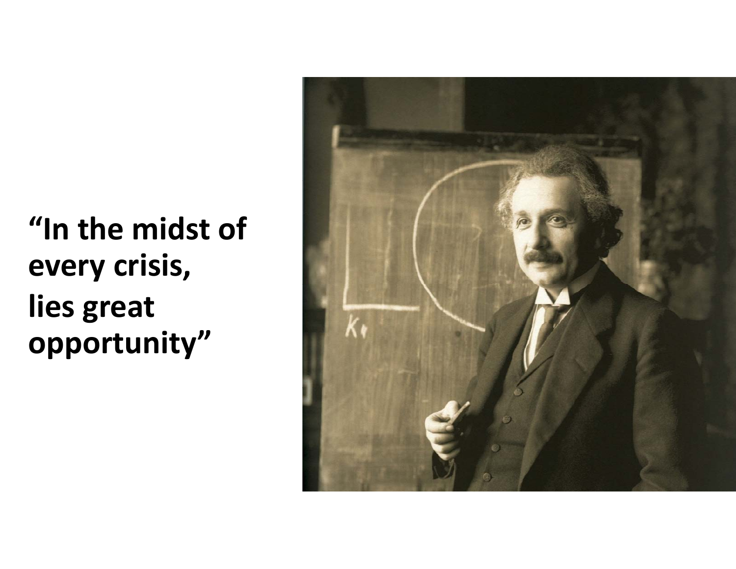**“In the midst of every crisis, lies great opportunity”**